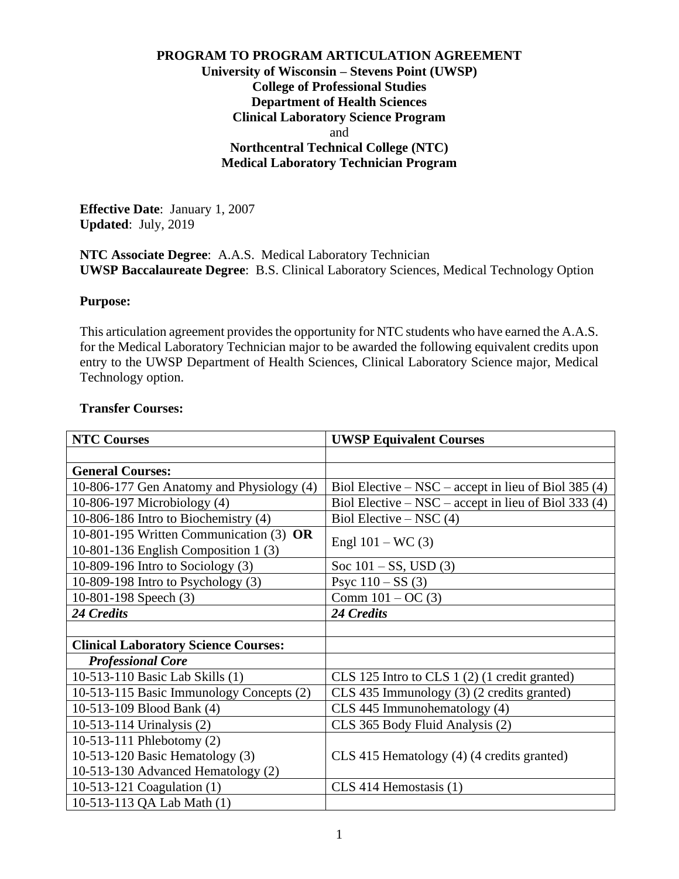**PROGRAM TO PROGRAM ARTICULATION AGREEMENT**
**University of Wisconsin – Stevens Point (UWSP)**
**College of Professional Studies**
**Department of Health Sciences**
**Clinical Laboratory Science Program**
and
**Northcentral Technical College (NTC)**
**Medical Laboratory Technician Program**

**Effective Date**: January 1, 2007
**Updated**: July, 2019

**NTC Associate Degree**: A.A.S. Medical Laboratory Technician
**UWSP Baccalaureate Degree**: B.S. Clinical Laboratory Sciences, Medical Technology Option

**Purpose:**

This articulation agreement provides the opportunity for NTC students who have earned the A.A.S. for the Medical Laboratory Technician major to be awarded the following equivalent credits upon entry to the UWSP Department of Health Sciences, Clinical Laboratory Science major, Medical Technology option.

**Transfer Courses:**

| NTC Courses | UWSP Equivalent Courses |
|---|---|
| | |
| **General Courses:** | |
| 10-806-177 Gen Anatomy and Physiology (4) | Biol Elective – NSC – accept in lieu of Biol 385 (4) |
| 10-806-197 Microbiology (4) | Biol Elective – NSC – accept in lieu of Biol 333 (4) |
| 10-806-186 Intro to Biochemistry (4) | Biol Elective – NSC (4) |
| 10-801-195 Written Communication (3) **OR** 10-801-136 English Composition 1 (3) | Engl 101 – WC (3) |
| 10-809-196 Intro to Sociology (3) | Soc 101 – SS, USD (3) |
| 10-809-198 Intro to Psychology (3) | Psyc 110 – SS (3) |
| 10-801-198 Speech (3) | Comm 101 – OC (3) |
| ***24 Credits*** | ***24 Credits*** |
| | |
| **Clinical Laboratory Science Courses:** | |
| ***Professional Core*** | |
| 10-513-110 Basic Lab Skills (1) | CLS 125 Intro to CLS 1 (2) (1 credit granted) |
| 10-513-115 Basic Immunology Concepts (2) | CLS 435 Immunology (3) (2 credits granted) |
| 10-513-109 Blood Bank (4) | CLS 445 Immunohematology (4) |
| 10-513-114 Urinalysis (2) | CLS 365 Body Fluid Analysis (2) |
| 10-513-111 Phlebotomy (2)<br>10-513-120 Basic Hematology (3)<br>10-513-130 Advanced Hematology (2) | CLS 415 Hematology (4) (4 credits granted) |
| 10-513-121 Coagulation (1) | CLS 414 Hemostasis (1) |
| 10-513-113 QA Lab Math (1) | |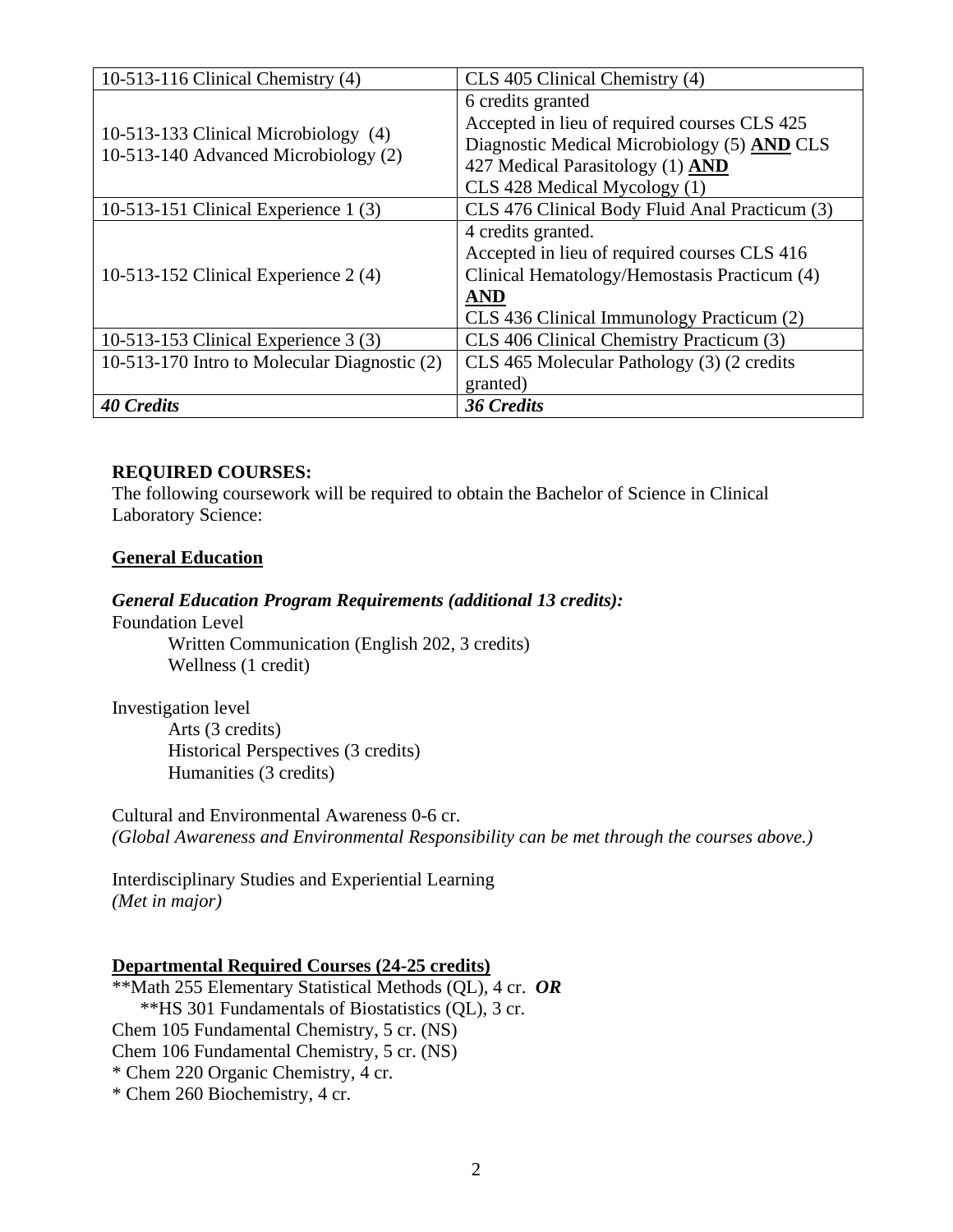| | |
|---|---|
| 10-513-116 Clinical Chemistry (4) | CLS 405 Clinical Chemistry (4) |
| 10-513-133 Clinical Microbiology (4)<br>10-513-140 Advanced Microbiology (2) | 6 credits granted<br>Accepted in lieu of required courses CLS 425 Diagnostic Medical Microbiology (5) **AND** CLS 427 Medical Parasitology (1) **AND**<br>CLS 428 Medical Mycology (1) |
| 10-513-151 Clinical Experience 1 (3) | CLS 476 Clinical Body Fluid Anal Practicum (3) |
| 10-513-152 Clinical Experience 2 (4) | 4 credits granted.<br>Accepted in lieu of required courses CLS 416 Clinical Hematology/Hemostasis Practicum (4) **AND**<br>CLS 436 Clinical Immunology Practicum (2) |
| 10-513-153 Clinical Experience 3 (3) | CLS 406 Clinical Chemistry Practicum (3) |
| 10-513-170 Intro to Molecular Diagnostic (2) | CLS 465 Molecular Pathology (3) (2 credits granted) |
| ***40 Credits*** | ***36 Credits*** |

**REQUIRED COURSES:**
The following coursework will be required to obtain the Bachelor of Science in Clinical Laboratory Science:

## General Education

***General Education Program Requirements (additional 13 credits):***

Foundation Level
- Written Communication (English 202, 3 credits)
- Wellness (1 credit)

Investigation level
- Arts (3 credits)
- Historical Perspectives (3 credits)
- Humanities (3 credits)

Cultural and Environmental Awareness 0-6 cr.
*(Global Awareness and Environmental Responsibility can be met through the courses above.)*

Interdisciplinary Studies and Experiential Learning
*(Met in major)*

## Departmental Required Courses (24-25 credits)

**Math 255 Elementary Statistical Methods (QL), 4 cr. ***OR***
  **HS 301 Fundamentals of Biostatistics (QL), 3 cr.
Chem 105 Fundamental Chemistry, 5 cr. (NS)
Chem 106 Fundamental Chemistry, 5 cr. (NS)
* Chem 220 Organic Chemistry, 4 cr.
* Chem 260 Biochemistry, 4 cr.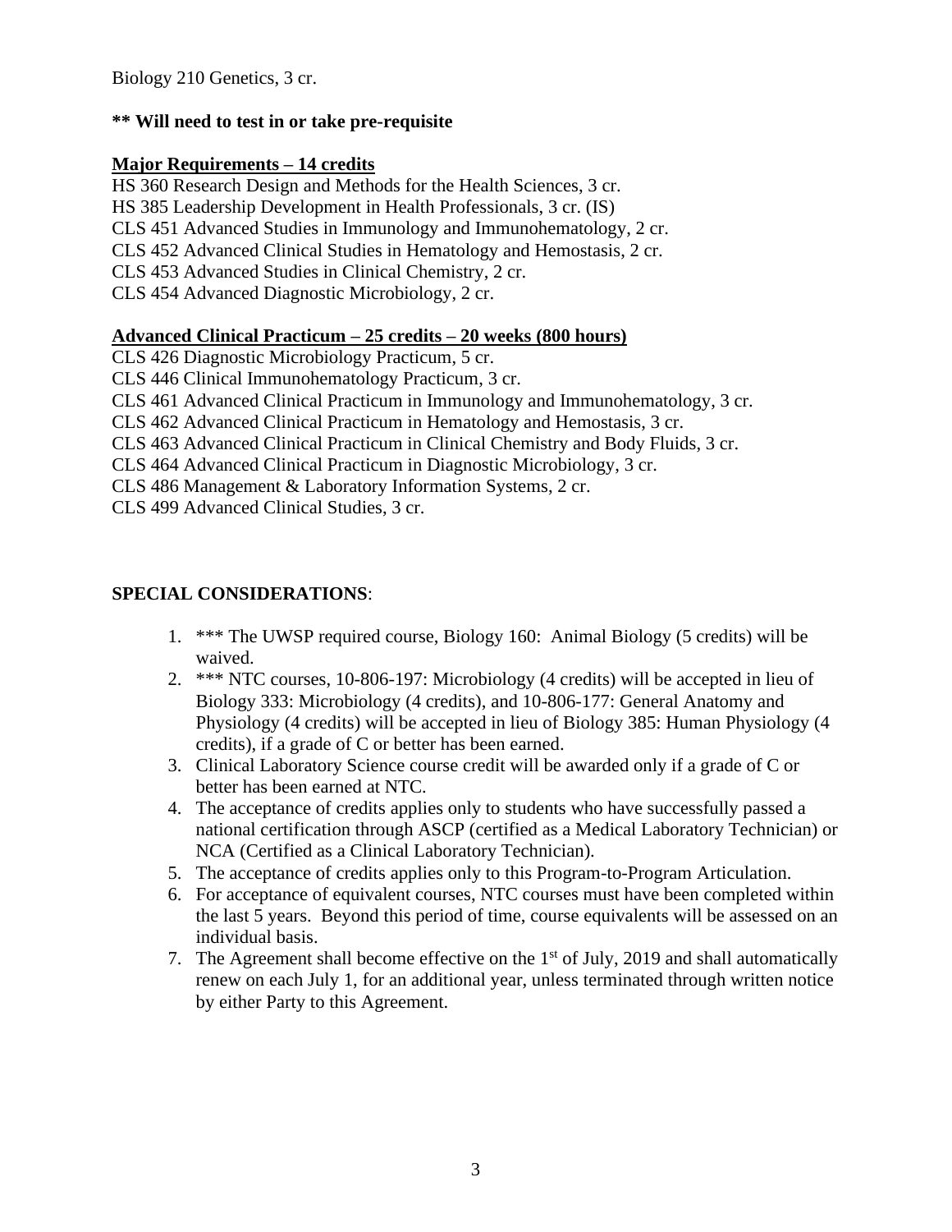Biology 210 Genetics, 3 cr.

**** Will need to test in or take pre-requisite**

**Major Requirements – 14 credits**

HS 360 Research Design and Methods for the Health Sciences, 3 cr.
HS 385 Leadership Development in Health Professionals, 3 cr. (IS)
CLS 451 Advanced Studies in Immunology and Immunohematology, 2 cr.
CLS 452 Advanced Clinical Studies in Hematology and Hemostasis, 2 cr.
CLS 453 Advanced Studies in Clinical Chemistry, 2 cr.
CLS 454 Advanced Diagnostic Microbiology, 2 cr.

**Advanced Clinical Practicum – 25 credits – 20 weeks (800 hours)**

CLS 426 Diagnostic Microbiology Practicum, 5 cr.
CLS 446 Clinical Immunohematology Practicum, 3 cr.
CLS 461 Advanced Clinical Practicum in Immunology and Immunohematology, 3 cr.
CLS 462 Advanced Clinical Practicum in Hematology and Hemostasis, 3 cr.
CLS 463 Advanced Clinical Practicum in Clinical Chemistry and Body Fluids, 3 cr.
CLS 464 Advanced Clinical Practicum in Diagnostic Microbiology, 3 cr.
CLS 486 Management & Laboratory Information Systems, 2 cr.
CLS 499 Advanced Clinical Studies, 3 cr.

**SPECIAL CONSIDERATIONS**:

1. *** The UWSP required course, Biology 160: Animal Biology (5 credits) will be waived.
2. *** NTC courses, 10-806-197: Microbiology (4 credits) will be accepted in lieu of Biology 333: Microbiology (4 credits), and 10-806-177: General Anatomy and Physiology (4 credits) will be accepted in lieu of Biology 385: Human Physiology (4 credits), if a grade of C or better has been earned.
3. Clinical Laboratory Science course credit will be awarded only if a grade of C or better has been earned at NTC.
4. The acceptance of credits applies only to students who have successfully passed a national certification through ASCP (certified as a Medical Laboratory Technician) or NCA (Certified as a Clinical Laboratory Technician).
5. The acceptance of credits applies only to this Program-to-Program Articulation.
6. For acceptance of equivalent courses, NTC courses must have been completed within the last 5 years. Beyond this period of time, course equivalents will be assessed on an individual basis.
7. The Agreement shall become effective on the 1st of July, 2019 and shall automatically renew on each July 1, for an additional year, unless terminated through written notice by either Party to this Agreement.